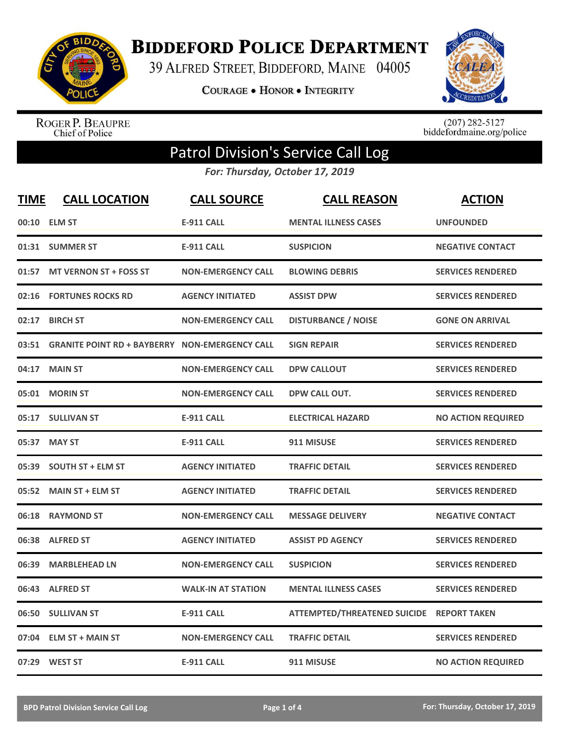# Biddeford Police Department

39 Alfred Street, Biddeford, Maine 04005

Courage • Honor • Integrity

Roger P. Beaupre
Chief of Police

(207) 282-5127
biddefordmaine.org/police

## Patrol Division's Service Call Log

*For: Thursday, October 17, 2019*

| TIME | CALL LOCATION | CALL SOURCE | CALL REASON | ACTION |
|---|---|---|---|---|
| 00:10 | ELM ST | E-911 CALL | MENTAL ILLNESS CASES | UNFOUNDED |
| 01:31 | SUMMER ST | E-911 CALL | SUSPICION | NEGATIVE CONTACT |
| 01:57 | MT VERNON ST + FOSS ST | NON-EMERGENCY CALL | BLOWING DEBRIS | SERVICES RENDERED |
| 02:16 | FORTUNES ROCKS RD | AGENCY INITIATED | ASSIST DPW | SERVICES RENDERED |
| 02:17 | BIRCH ST | NON-EMERGENCY CALL | DISTURBANCE / NOISE | GONE ON ARRIVAL |
| 03:51 | GRANITE POINT RD + BAYBERRY | NON-EMERGENCY CALL | SIGN REPAIR | SERVICES RENDERED |
| 04:17 | MAIN ST | NON-EMERGENCY CALL | DPW CALLOUT | SERVICES RENDERED |
| 05:01 | MORIN ST | NON-EMERGENCY CALL | DPW CALL OUT. | SERVICES RENDERED |
| 05:17 | SULLIVAN ST | E-911 CALL | ELECTRICAL HAZARD | NO ACTION REQUIRED |
| 05:37 | MAY ST | E-911 CALL | 911 MISUSE | SERVICES RENDERED |
| 05:39 | SOUTH ST + ELM ST | AGENCY INITIATED | TRAFFIC DETAIL | SERVICES RENDERED |
| 05:52 | MAIN ST + ELM ST | AGENCY INITIATED | TRAFFIC DETAIL | SERVICES RENDERED |
| 06:18 | RAYMOND ST | NON-EMERGENCY CALL | MESSAGE DELIVERY | NEGATIVE CONTACT |
| 06:38 | ALFRED ST | AGENCY INITIATED | ASSIST PD AGENCY | SERVICES RENDERED |
| 06:39 | MARBLEHEAD LN | NON-EMERGENCY CALL | SUSPICION | SERVICES RENDERED |
| 06:43 | ALFRED ST | WALK-IN AT STATION | MENTAL ILLNESS CASES | SERVICES RENDERED |
| 06:50 | SULLIVAN ST | E-911 CALL | ATTEMPTED/THREATENED SUICIDE | REPORT TAKEN |
| 07:04 | ELM ST + MAIN ST | NON-EMERGENCY CALL | TRAFFIC DETAIL | SERVICES RENDERED |
| 07:29 | WEST ST | E-911 CALL | 911 MISUSE | NO ACTION REQUIRED |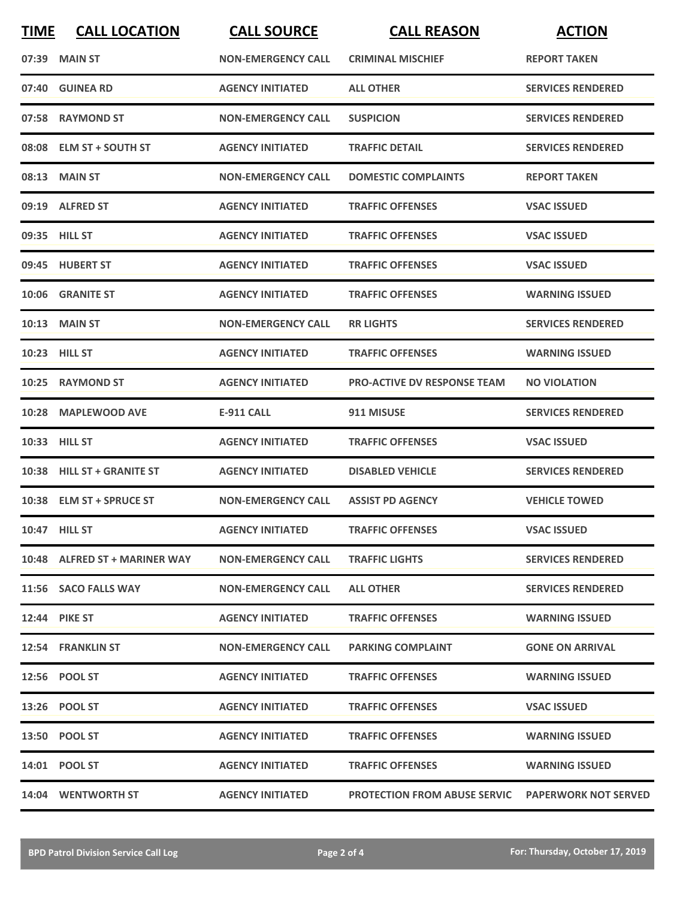| TIME | CALL LOCATION | CALL SOURCE | CALL REASON | ACTION |
|---|---|---|---|---|
| 07:39 | MAIN ST | NON-EMERGENCY CALL | CRIMINAL MISCHIEF | REPORT TAKEN |
| 07:40 | GUINEA RD | AGENCY INITIATED | ALL OTHER | SERVICES RENDERED |
| 07:58 | RAYMOND ST | NON-EMERGENCY CALL | SUSPICION | SERVICES RENDERED |
| 08:08 | ELM ST + SOUTH ST | AGENCY INITIATED | TRAFFIC DETAIL | SERVICES RENDERED |
| 08:13 | MAIN ST | NON-EMERGENCY CALL | DOMESTIC COMPLAINTS | REPORT TAKEN |
| 09:19 | ALFRED ST | AGENCY INITIATED | TRAFFIC OFFENSES | VSAC ISSUED |
| 09:35 | HILL ST | AGENCY INITIATED | TRAFFIC OFFENSES | VSAC ISSUED |
| 09:45 | HUBERT ST | AGENCY INITIATED | TRAFFIC OFFENSES | VSAC ISSUED |
| 10:06 | GRANITE ST | AGENCY INITIATED | TRAFFIC OFFENSES | WARNING ISSUED |
| 10:13 | MAIN ST | NON-EMERGENCY CALL | RR LIGHTS | SERVICES RENDERED |
| 10:23 | HILL ST | AGENCY INITIATED | TRAFFIC OFFENSES | WARNING ISSUED |
| 10:25 | RAYMOND ST | AGENCY INITIATED | PRO-ACTIVE DV RESPONSE TEAM | NO VIOLATION |
| 10:28 | MAPLEWOOD AVE | E-911 CALL | 911 MISUSE | SERVICES RENDERED |
| 10:33 | HILL ST | AGENCY INITIATED | TRAFFIC OFFENSES | VSAC ISSUED |
| 10:38 | HILL ST + GRANITE ST | AGENCY INITIATED | DISABLED VEHICLE | SERVICES RENDERED |
| 10:38 | ELM ST + SPRUCE ST | NON-EMERGENCY CALL | ASSIST PD AGENCY | VEHICLE TOWED |
| 10:47 | HILL ST | AGENCY INITIATED | TRAFFIC OFFENSES | VSAC ISSUED |
| 10:48 | ALFRED ST + MARINER WAY | NON-EMERGENCY CALL | TRAFFIC LIGHTS | SERVICES RENDERED |
| 11:56 | SACO FALLS WAY | NON-EMERGENCY CALL | ALL OTHER | SERVICES RENDERED |
| 12:44 | PIKE ST | AGENCY INITIATED | TRAFFIC OFFENSES | WARNING ISSUED |
| 12:54 | FRANKLIN ST | NON-EMERGENCY CALL | PARKING COMPLAINT | GONE ON ARRIVAL |
| 12:56 | POOL ST | AGENCY INITIATED | TRAFFIC OFFENSES | WARNING ISSUED |
| 13:26 | POOL ST | AGENCY INITIATED | TRAFFIC OFFENSES | VSAC ISSUED |
| 13:50 | POOL ST | AGENCY INITIATED | TRAFFIC OFFENSES | WARNING ISSUED |
| 14:01 | POOL ST | AGENCY INITIATED | TRAFFIC OFFENSES | WARNING ISSUED |
| 14:04 | WENTWORTH ST | AGENCY INITIATED | PROTECTION FROM ABUSE SERVIC | PAPERWORK NOT SERVED |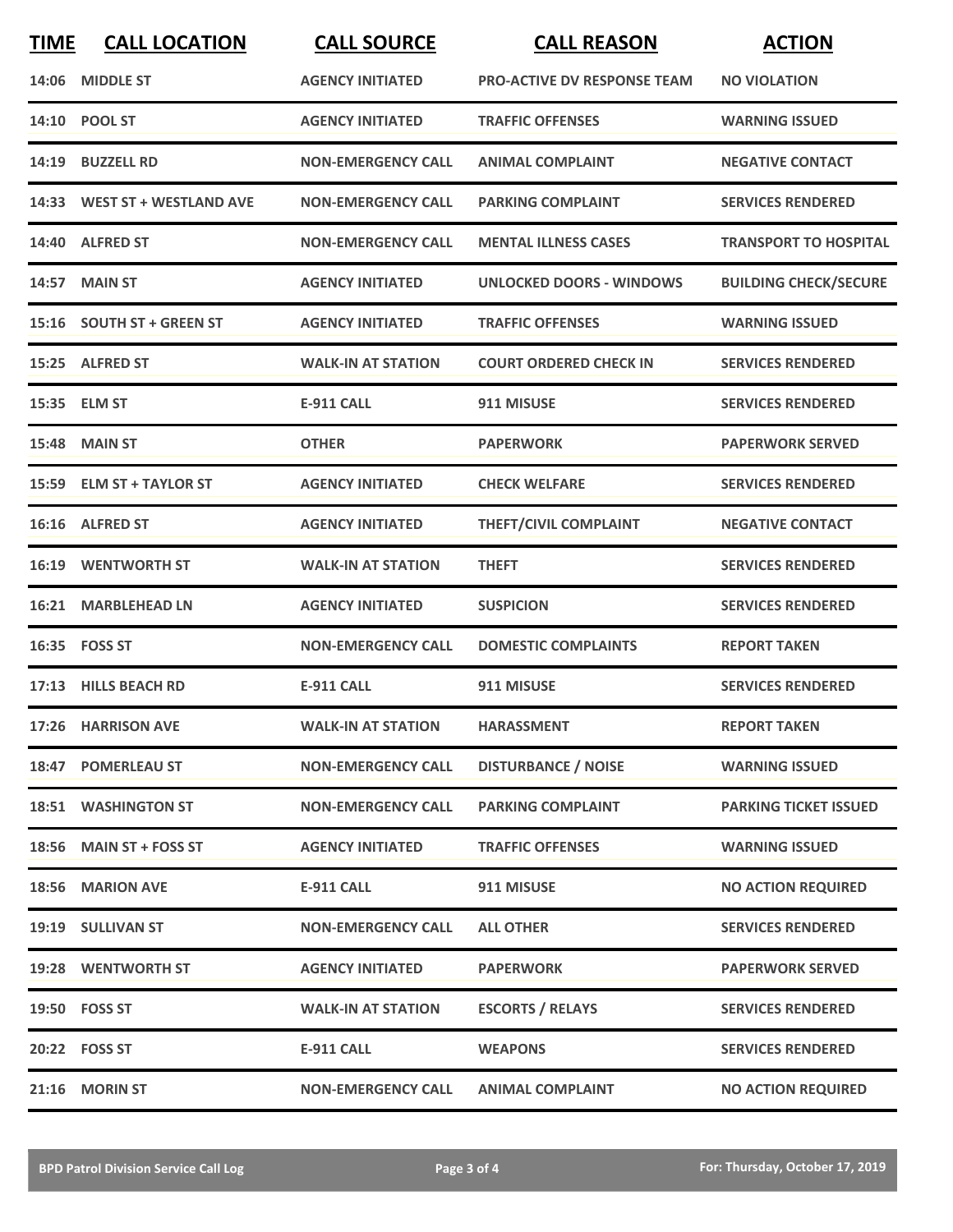| TIME | CALL LOCATION | CALL SOURCE | CALL REASON | ACTION |
|---|---|---|---|---|
| 14:06 | MIDDLE ST | AGENCY INITIATED | PRO-ACTIVE DV RESPONSE TEAM | NO VIOLATION |
| 14:10 | POOL ST | AGENCY INITIATED | TRAFFIC OFFENSES | WARNING ISSUED |
| 14:19 | BUZZELL RD | NON-EMERGENCY CALL | ANIMAL COMPLAINT | NEGATIVE CONTACT |
| 14:33 | WEST ST + WESTLAND AVE | NON-EMERGENCY CALL | PARKING COMPLAINT | SERVICES RENDERED |
| 14:40 | ALFRED ST | NON-EMERGENCY CALL | MENTAL ILLNESS CASES | TRANSPORT TO HOSPITAL |
| 14:57 | MAIN ST | AGENCY INITIATED | UNLOCKED DOORS - WINDOWS | BUILDING CHECK/SECURE |
| 15:16 | SOUTH ST + GREEN ST | AGENCY INITIATED | TRAFFIC OFFENSES | WARNING ISSUED |
| 15:25 | ALFRED ST | WALK-IN AT STATION | COURT ORDERED CHECK IN | SERVICES RENDERED |
| 15:35 | ELM ST | E-911 CALL | 911 MISUSE | SERVICES RENDERED |
| 15:48 | MAIN ST | OTHER | PAPERWORK | PAPERWORK SERVED |
| 15:59 | ELM ST + TAYLOR ST | AGENCY INITIATED | CHECK WELFARE | SERVICES RENDERED |
| 16:16 | ALFRED ST | AGENCY INITIATED | THEFT/CIVIL COMPLAINT | NEGATIVE CONTACT |
| 16:19 | WENTWORTH ST | WALK-IN AT STATION | THEFT | SERVICES RENDERED |
| 16:21 | MARBLEHEAD LN | AGENCY INITIATED | SUSPICION | SERVICES RENDERED |
| 16:35 | FOSS ST | NON-EMERGENCY CALL | DOMESTIC COMPLAINTS | REPORT TAKEN |
| 17:13 | HILLS BEACH RD | E-911 CALL | 911 MISUSE | SERVICES RENDERED |
| 17:26 | HARRISON AVE | WALK-IN AT STATION | HARASSMENT | REPORT TAKEN |
| 18:47 | POMERLEAU ST | NON-EMERGENCY CALL | DISTURBANCE / NOISE | WARNING ISSUED |
| 18:51 | WASHINGTON ST | NON-EMERGENCY CALL | PARKING COMPLAINT | PARKING TICKET ISSUED |
| 18:56 | MAIN ST + FOSS ST | AGENCY INITIATED | TRAFFIC OFFENSES | WARNING ISSUED |
| 18:56 | MARION AVE | E-911 CALL | 911 MISUSE | NO ACTION REQUIRED |
| 19:19 | SULLIVAN ST | NON-EMERGENCY CALL | ALL OTHER | SERVICES RENDERED |
| 19:28 | WENTWORTH ST | AGENCY INITIATED | PAPERWORK | PAPERWORK SERVED |
| 19:50 | FOSS ST | WALK-IN AT STATION | ESCORTS / RELAYS | SERVICES RENDERED |
| 20:22 | FOSS ST | E-911 CALL | WEAPONS | SERVICES RENDERED |
| 21:16 | MORIN ST | NON-EMERGENCY CALL | ANIMAL COMPLAINT | NO ACTION REQUIRED |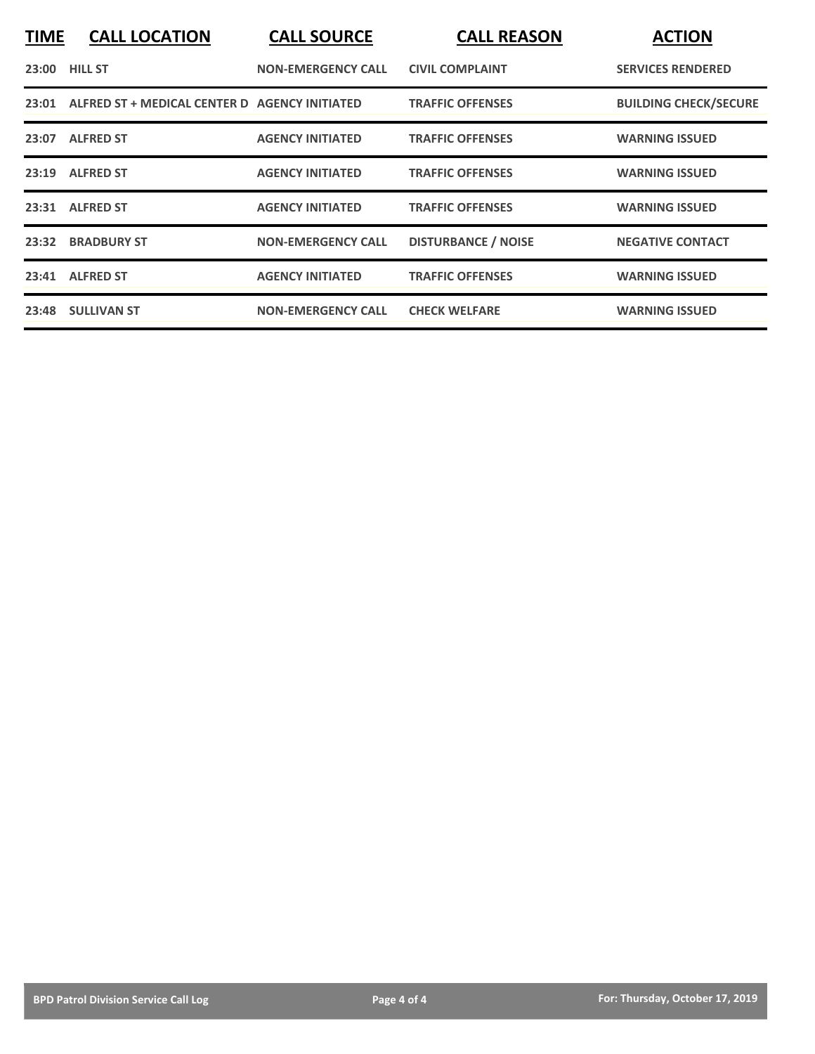| TIME | CALL LOCATION | CALL SOURCE | CALL REASON | ACTION |
|---|---|---|---|---|
| 23:00 | HILL ST | NON-EMERGENCY CALL | CIVIL COMPLAINT | SERVICES RENDERED |
| 23:01 | ALFRED ST + MEDICAL CENTER D | AGENCY INITIATED | TRAFFIC OFFENSES | BUILDING CHECK/SECURE |
| 23:07 | ALFRED ST | AGENCY INITIATED | TRAFFIC OFFENSES | WARNING ISSUED |
| 23:19 | ALFRED ST | AGENCY INITIATED | TRAFFIC OFFENSES | WARNING ISSUED |
| 23:31 | ALFRED ST | AGENCY INITIATED | TRAFFIC OFFENSES | WARNING ISSUED |
| 23:32 | BRADBURY ST | NON-EMERGENCY CALL | DISTURBANCE / NOISE | NEGATIVE CONTACT |
| 23:41 | ALFRED ST | AGENCY INITIATED | TRAFFIC OFFENSES | WARNING ISSUED |
| 23:48 | SULLIVAN ST | NON-EMERGENCY CALL | CHECK WELFARE | WARNING ISSUED |